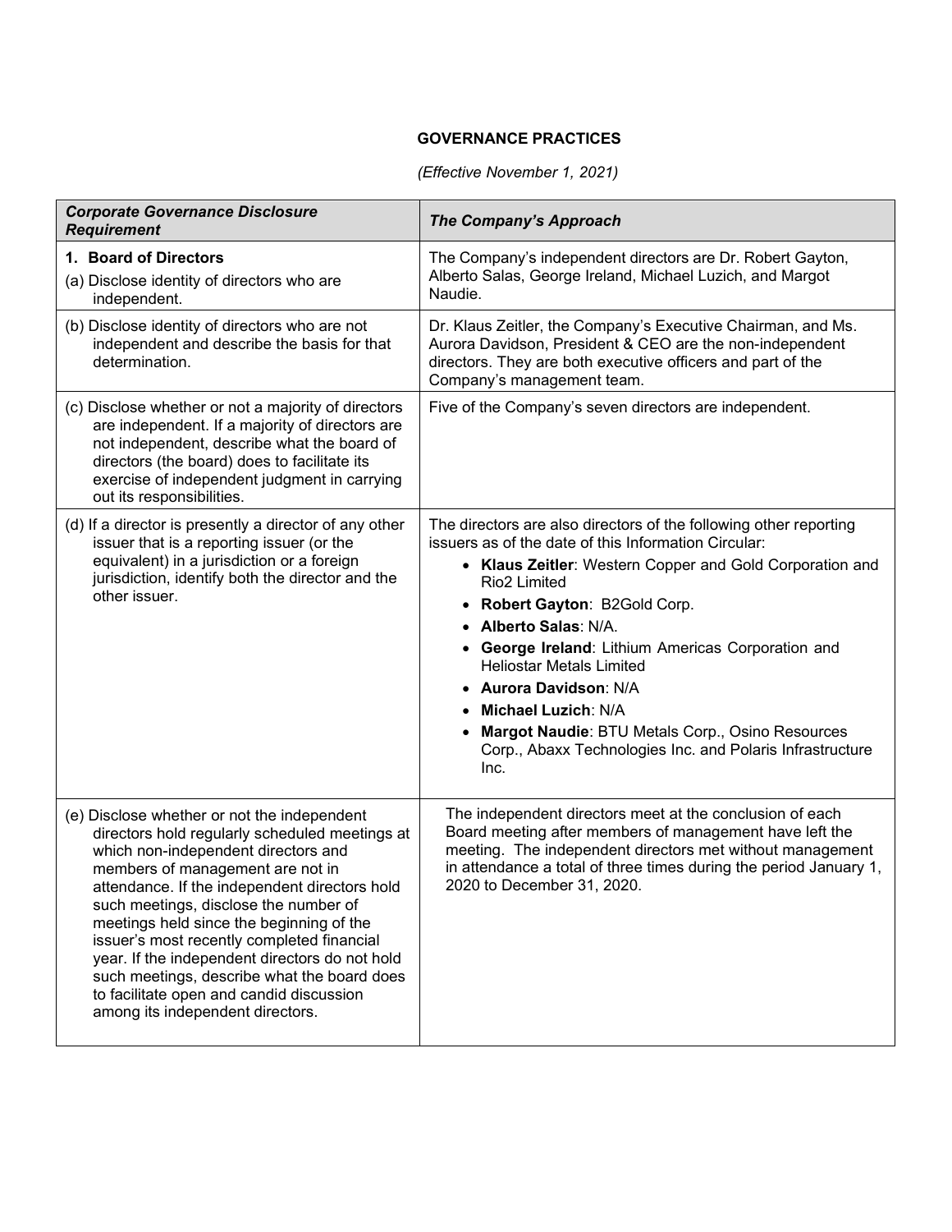**GOVERNANCE PRACTICES**

*(Effective November 1, 2021)*

| *Corporate Governance Disclosure Requirement* | *The Company's Approach* |
|---|---|
| **1. Board of Directors**<br>(a) Disclose identity of directors who are independent. | The Company's independent directors are Dr. Robert Gayton, Alberto Salas, George Ireland, Michael Luzich, and Margot Naudie. |
| (b) Disclose identity of directors who are not independent and describe the basis for that determination. | Dr. Klaus Zeitler, the Company's Executive Chairman, and Ms. Aurora Davidson, President & CEO are the non-independent directors. They are both executive officers and part of the Company's management team. |
| (c) Disclose whether or not a majority of directors are independent. If a majority of directors are not independent, describe what the board of directors (the board) does to facilitate its exercise of independent judgment in carrying out its responsibilities. | Five of the Company's seven directors are independent. |
| (d) If a director is presently a director of any other issuer that is a reporting issuer (or the equivalent) in a jurisdiction or a foreign jurisdiction, identify both the director and the other issuer. | The directors are also directors of the following other reporting issuers as of the date of this Information Circular:<br>• **Klaus Zeitler**: Western Copper and Gold Corporation and Rio2 Limited<br>• **Robert Gayton**: B2Gold Corp.<br>• **Alberto Salas**: N/A.<br>• **George Ireland**: Lithium Americas Corporation and Heliostar Metals Limited<br>• **Aurora Davidson**: N/A<br>• **Michael Luzich**: N/A<br>• **Margot Naudie**: BTU Metals Corp., Osino Resources Corp., Abaxx Technologies Inc. and Polaris Infrastructure Inc. |
| (e) Disclose whether or not the independent directors hold regularly scheduled meetings at which non-independent directors and members of management are not in attendance. If the independent directors hold such meetings, disclose the number of meetings held since the beginning of the issuer's most recently completed financial year. If the independent directors do not hold such meetings, describe what the board does to facilitate open and candid discussion among its independent directors. | The independent directors meet at the conclusion of each Board meeting after members of management have left the meeting. The independent directors met without management in attendance a total of three times during the period January 1, 2020 to December 31, 2020. |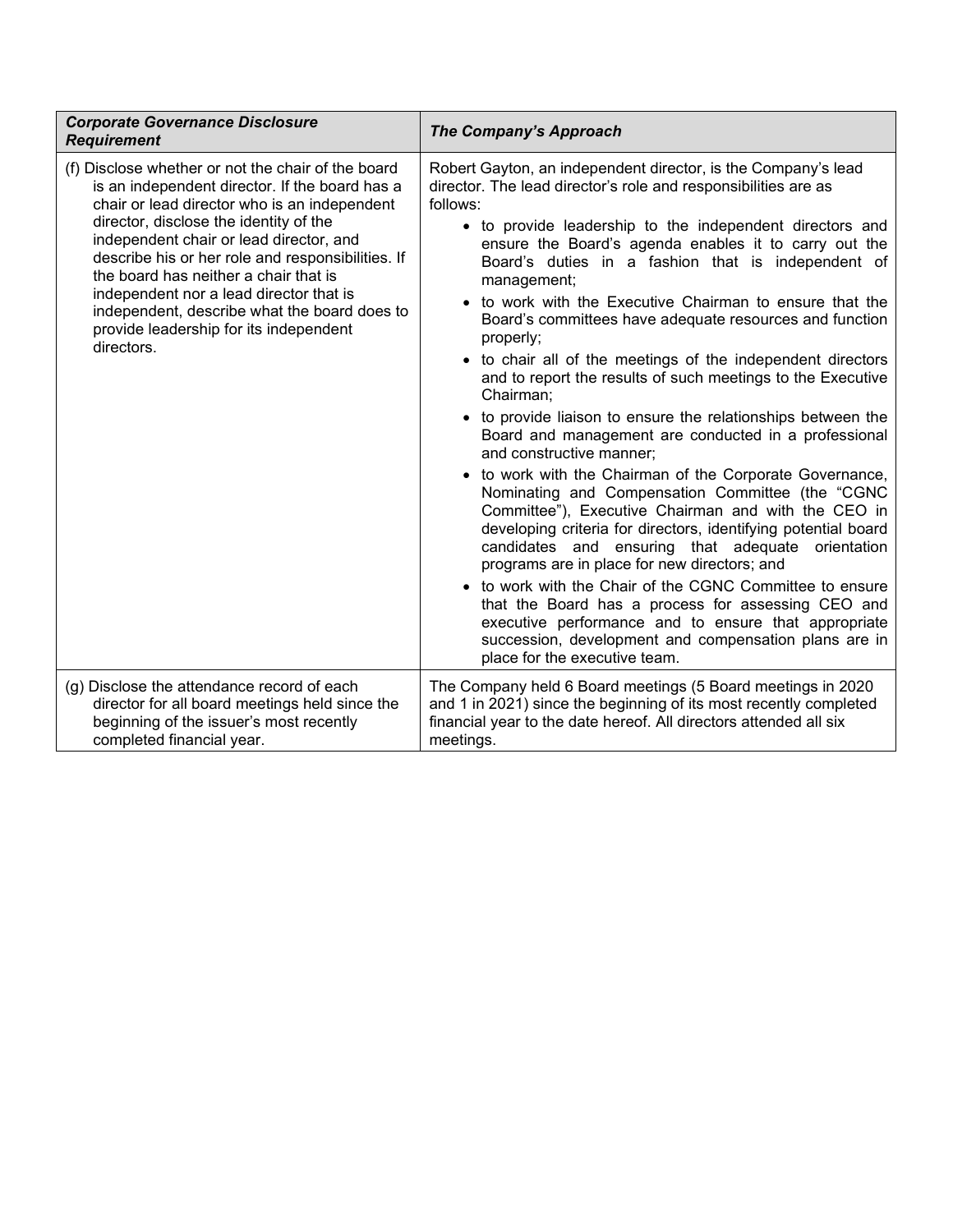| ***Corporate Governance Disclosure Requirement*** | ***The Company's Approach*** |
|---|---|
| (f) Disclose whether or not the chair of the board is an independent director. If the board has a chair or lead director who is an independent director, disclose the identity of the independent chair or lead director, and describe his or her role and responsibilities. If the board has neither a chair that is independent nor a lead director that is independent, describe what the board does to provide leadership for its independent directors. | Robert Gayton, an independent director, is the Company's lead director. The lead director's role and responsibilities are as follows:<br>• to provide leadership to the independent directors and ensure the Board's agenda enables it to carry out the Board's duties in a fashion that is independent of management;<br>• to work with the Executive Chairman to ensure that the Board's committees have adequate resources and function properly;<br>• to chair all of the meetings of the independent directors and to report the results of such meetings to the Executive Chairman;<br>• to provide liaison to ensure the relationships between the Board and management are conducted in a professional and constructive manner;<br>• to work with the Chairman of the Corporate Governance, Nominating and Compensation Committee (the "CGNC Committee"), Executive Chairman and with the CEO in developing criteria for directors, identifying potential board candidates and ensuring that adequate orientation programs are in place for new directors; and<br>• to work with the Chair of the CGNC Committee to ensure that the Board has a process for assessing CEO and executive performance and to ensure that appropriate succession, development and compensation plans are in place for the executive team. |
| (g) Disclose the attendance record of each director for all board meetings held since the beginning of the issuer's most recently completed financial year. | The Company held 6 Board meetings (5 Board meetings in 2020 and 1 in 2021) since the beginning of its most recently completed financial year to the date hereof. All directors attended all six meetings. |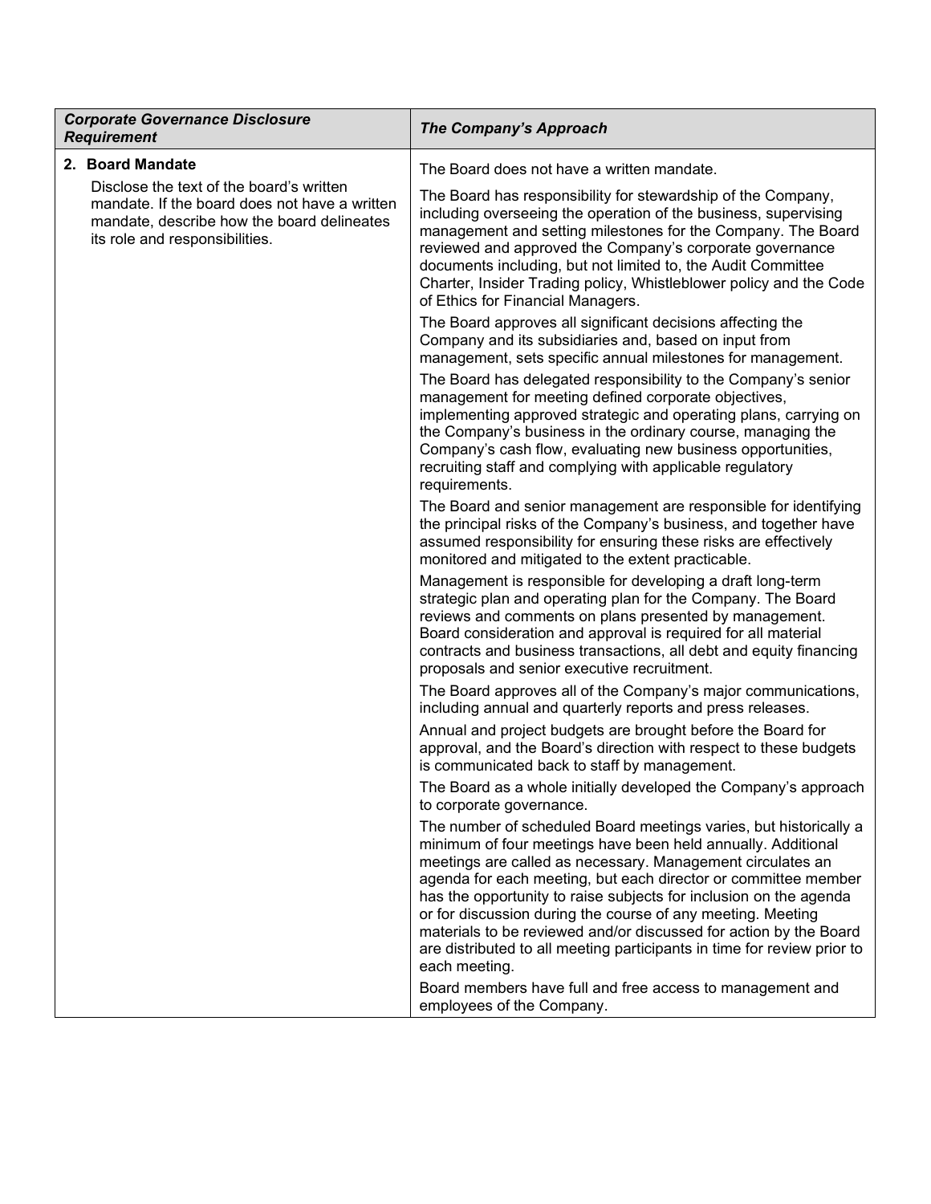| *Corporate Governance Disclosure Requirement* | *The Company's Approach* |
|---|---|
| **2. Board Mandate**<br><br>Disclose the text of the board's written mandate. If the board does not have a written mandate, describe how the board delineates its role and responsibilities. | The Board does not have a written mandate.<br><br>The Board has responsibility for stewardship of the Company, including overseeing the operation of the business, supervising management and setting milestones for the Company. The Board reviewed and approved the Company's corporate governance documents including, but not limited to, the Audit Committee Charter, Insider Trading policy, Whistleblower policy and the Code of Ethics for Financial Managers.<br><br>The Board approves all significant decisions affecting the Company and its subsidiaries and, based on input from management, sets specific annual milestones for management.<br><br>The Board has delegated responsibility to the Company's senior management for meeting defined corporate objectives, implementing approved strategic and operating plans, carrying on the Company's business in the ordinary course, managing the Company's cash flow, evaluating new business opportunities, recruiting staff and complying with applicable regulatory requirements.<br><br>The Board and senior management are responsible for identifying the principal risks of the Company's business, and together have assumed responsibility for ensuring these risks are effectively monitored and mitigated to the extent practicable.<br><br>Management is responsible for developing a draft long-term strategic plan and operating plan for the Company. The Board reviews and comments on plans presented by management. Board consideration and approval is required for all material contracts and business transactions, all debt and equity financing proposals and senior executive recruitment.<br><br>The Board approves all of the Company's major communications, including annual and quarterly reports and press releases.<br><br>Annual and project budgets are brought before the Board for approval, and the Board's direction with respect to these budgets is communicated back to staff by management.<br><br>The Board as a whole initially developed the Company's approach to corporate governance.<br><br>The number of scheduled Board meetings varies, but historically a minimum of four meetings have been held annually. Additional meetings are called as necessary. Management circulates an agenda for each meeting, but each director or committee member has the opportunity to raise subjects for inclusion on the agenda or for discussion during the course of any meeting. Meeting materials to be reviewed and/or discussed for action by the Board are distributed to all meeting participants in time for review prior to each meeting.<br><br>Board members have full and free access to management and employees of the Company. |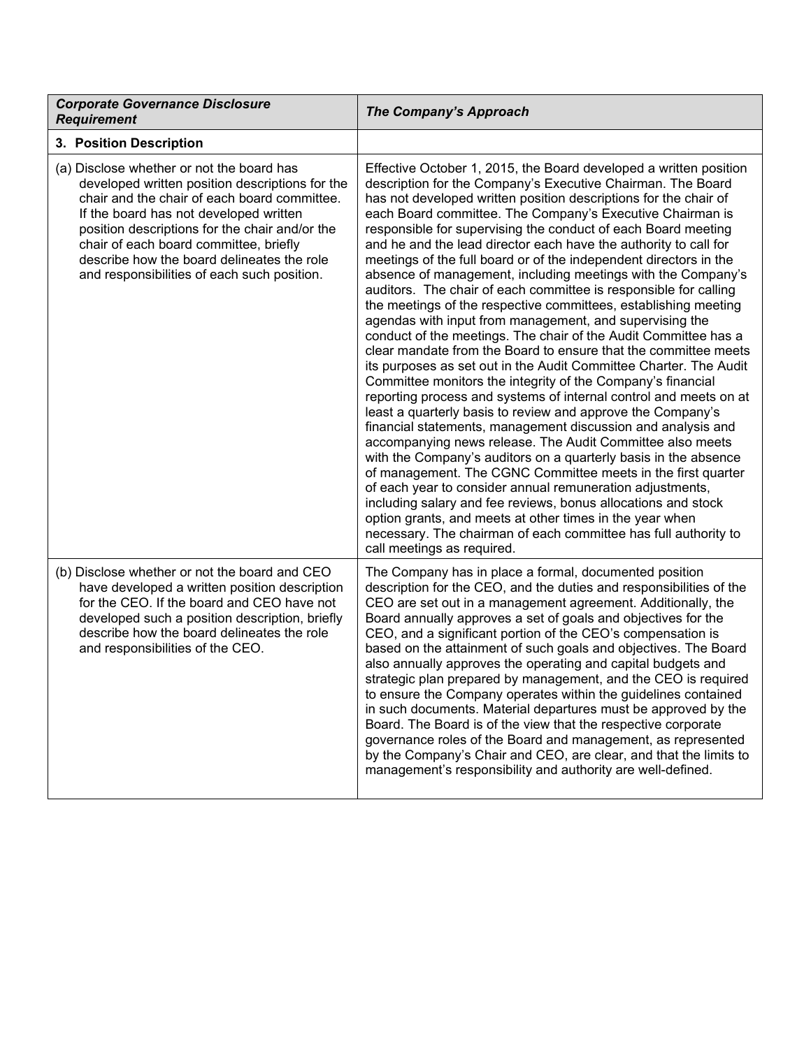| *Corporate Governance Disclosure Requirement* | *The Company's Approach* |
|---|---|
| **3. Position Description** | |
| (a) Disclose whether or not the board has developed written position descriptions for the chair and the chair of each board committee. If the board has not developed written position descriptions for the chair and/or the chair of each board committee, briefly describe how the board delineates the role and responsibilities of each such position. | Effective October 1, 2015, the Board developed a written position description for the Company's Executive Chairman. The Board has not developed written position descriptions for the chair of each Board committee. The Company's Executive Chairman is responsible for supervising the conduct of each Board meeting and he and the lead director each have the authority to call for meetings of the full board or of the independent directors in the absence of management, including meetings with the Company's auditors. The chair of each committee is responsible for calling the meetings of the respective committees, establishing meeting agendas with input from management, and supervising the conduct of the meetings. The chair of the Audit Committee has a clear mandate from the Board to ensure that the committee meets its purposes as set out in the Audit Committee Charter. The Audit Committee monitors the integrity of the Company's financial reporting process and systems of internal control and meets on at least a quarterly basis to review and approve the Company's financial statements, management discussion and analysis and accompanying news release. The Audit Committee also meets with the Company's auditors on a quarterly basis in the absence of management. The CGNC Committee meets in the first quarter of each year to consider annual remuneration adjustments, including salary and fee reviews, bonus allocations and stock option grants, and meets at other times in the year when necessary. The chairman of each committee has full authority to call meetings as required. |
| (b) Disclose whether or not the board and CEO have developed a written position description for the CEO. If the board and CEO have not developed such a position description, briefly describe how the board delineates the role and responsibilities of the CEO. | The Company has in place a formal, documented position description for the CEO, and the duties and responsibilities of the CEO are set out in a management agreement. Additionally, the Board annually approves a set of goals and objectives for the CEO, and a significant portion of the CEO's compensation is based on the attainment of such goals and objectives. The Board also annually approves the operating and capital budgets and strategic plan prepared by management, and the CEO is required to ensure the Company operates within the guidelines contained in such documents. Material departures must be approved by the Board. The Board is of the view that the respective corporate governance roles of the Board and management, as represented by the Company's Chair and CEO, are clear, and that the limits to management's responsibility and authority are well-defined. |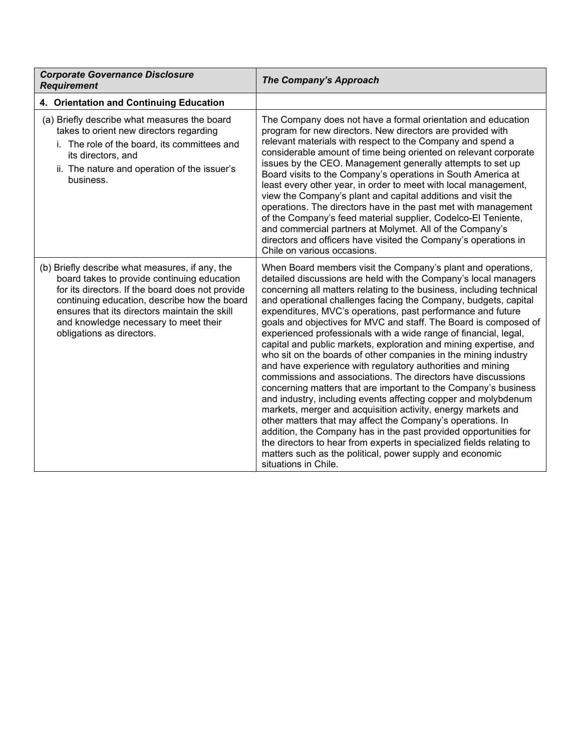| *Corporate Governance Disclosure Requirement* | *The Company's Approach* |
|---|---|
| **4. Orientation and Continuing Education** | |
| (a) Briefly describe what measures the board takes to orient new directors regarding<br>i. The role of the board, its committees and its directors, and<br>ii. The nature and operation of the issuer's business. | The Company does not have a formal orientation and education program for new directors. New directors are provided with relevant materials with respect to the Company and spend a considerable amount of time being oriented on relevant corporate issues by the CEO. Management generally attempts to set up Board visits to the Company's operations in South America at least every other year, in order to meet with local management, view the Company's plant and capital additions and visit the operations. The directors have in the past met with management of the Company's feed material supplier, Codelco-El Teniente, and commercial partners at Molymet. All of the Company's directors and officers have visited the Company's operations in Chile on various occasions. |
| (b) Briefly describe what measures, if any, the board takes to provide continuing education for its directors. If the board does not provide continuing education, describe how the board ensures that its directors maintain the skill and knowledge necessary to meet their obligations as directors. | When Board members visit the Company's plant and operations, detailed discussions are held with the Company's local managers concerning all matters relating to the business, including technical and operational challenges facing the Company, budgets, capital expenditures, MVC's operations, past performance and future goals and objectives for MVC and staff. The Board is composed of experienced professionals with a wide range of financial, legal, capital and public markets, exploration and mining expertise, and who sit on the boards of other companies in the mining industry and have experience with regulatory authorities and mining commissions and associations. The directors have discussions concerning matters that are important to the Company's business and industry, including events affecting copper and molybdenum markets, merger and acquisition activity, energy markets and other matters that may affect the Company's operations. In addition, the Company has in the past provided opportunities for the directors to hear from experts in specialized fields relating to matters such as the political, power supply and economic situations in Chile. |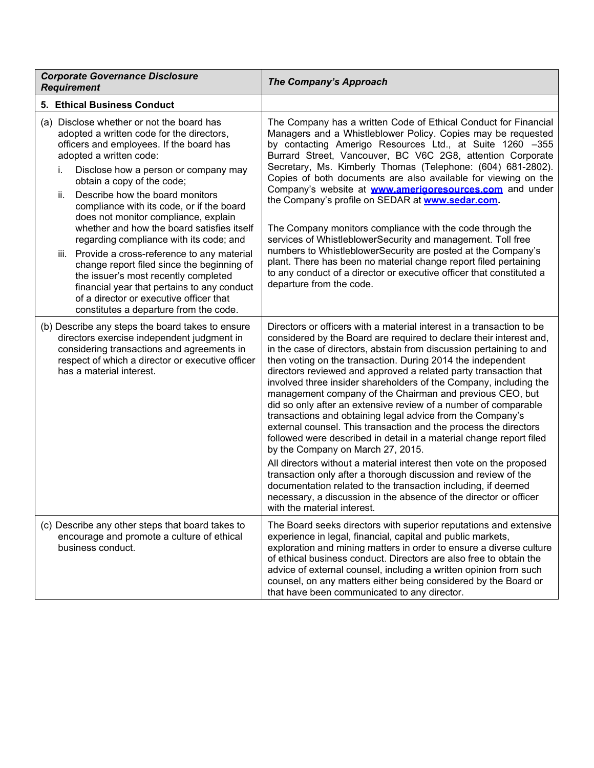| *Corporate Governance Disclosure Requirement* | *The Company's Approach* |
|---|---|
| **5. Ethical Business Conduct** | |
| (a) Disclose whether or not the board has adopted a written code for the directors, officers and employees. If the board has adopted a written code:<br>i. Disclose how a person or company may obtain a copy of the code;<br>ii. Describe how the board monitors compliance with its code, or if the board does not monitor compliance, explain whether and how the board satisfies itself regarding compliance with its code; and<br>iii. Provide a cross-reference to any material change report filed since the beginning of the issuer's most recently completed financial year that pertains to any conduct of a director or executive officer that constitutes a departure from the code. | The Company has a written Code of Ethical Conduct for Financial Managers and a Whistleblower Policy. Copies may be requested by contacting Amerigo Resources Ltd., at Suite 1260 –355 Burrard Street, Vancouver, BC V6C 2G8, attention Corporate Secretary, Ms. Kimberly Thomas (Telephone: (604) 681-2802). Copies of both documents are also available for viewing on the Company's website at **www.amerigoresources.com** and under the Company's profile on SEDAR at **www.sedar.com.**<br><br>The Company monitors compliance with the code through the services of WhistleblowerSecurity and management. Toll free numbers to WhistleblowerSecurity are posted at the Company's plant. There has been no material change report filed pertaining to any conduct of a director or executive officer that constituted a departure from the code. |
| (b) Describe any steps the board takes to ensure directors exercise independent judgment in considering transactions and agreements in respect of which a director or executive officer has a material interest. | Directors or officers with a material interest in a transaction to be considered by the Board are required to declare their interest and, in the case of directors, abstain from discussion pertaining to and then voting on the transaction. During 2014 the independent directors reviewed and approved a related party transaction that involved three insider shareholders of the Company, including the management company of the Chairman and previous CEO, but did so only after an extensive review of a number of comparable transactions and obtaining legal advice from the Company's external counsel. This transaction and the process the directors followed were described in detail in a material change report filed by the Company on March 27, 2015.<br>All directors without a material interest then vote on the proposed transaction only after a thorough discussion and review of the documentation related to the transaction including, if deemed necessary, a discussion in the absence of the director or officer with the material interest. |
| (c) Describe any other steps that board takes to encourage and promote a culture of ethical business conduct. | The Board seeks directors with superior reputations and extensive experience in legal, financial, capital and public markets, exploration and mining matters in order to ensure a diverse culture of ethical business conduct. Directors are also free to obtain the advice of external counsel, including a written opinion from such counsel, on any matters either being considered by the Board or that have been communicated to any director. |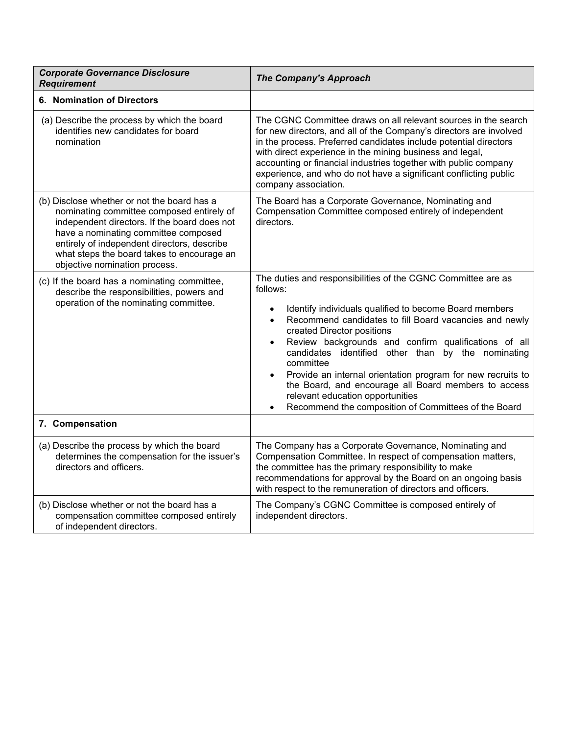| *Corporate Governance Disclosure Requirement* | *The Company's Approach* |
|---|---|
| **6. Nomination of Directors** | |
| (a) Describe the process by which the board identifies new candidates for board nomination | The CGNC Committee draws on all relevant sources in the search for new directors, and all of the Company's directors are involved in the process. Preferred candidates include potential directors with direct experience in the mining business and legal, accounting or financial industries together with public company experience, and who do not have a significant conflicting public company association. |
| (b) Disclose whether or not the board has a nominating committee composed entirely of independent directors. If the board does not have a nominating committee composed entirely of independent directors, describe what steps the board takes to encourage an objective nomination process. | The Board has a Corporate Governance, Nominating and Compensation Committee composed entirely of independent directors. |
| (c) If the board has a nominating committee, describe the responsibilities, powers and operation of the nominating committee. | The duties and responsibilities of the CGNC Committee are as follows:<br><br>• Identify individuals qualified to become Board members<br>• Recommend candidates to fill Board vacancies and newly created Director positions<br>• Review backgrounds and confirm qualifications of all candidates identified other than by the nominating committee<br>• Provide an internal orientation program for new recruits to the Board, and encourage all Board members to access relevant education opportunities<br>• Recommend the composition of Committees of the Board |
| **7. Compensation** | |
| (a) Describe the process by which the board determines the compensation for the issuer's directors and officers. | The Company has a Corporate Governance, Nominating and Compensation Committee. In respect of compensation matters, the committee has the primary responsibility to make recommendations for approval by the Board on an ongoing basis with respect to the remuneration of directors and officers. |
| (b) Disclose whether or not the board has a compensation committee composed entirely of independent directors. | The Company's CGNC Committee is composed entirely of independent directors. |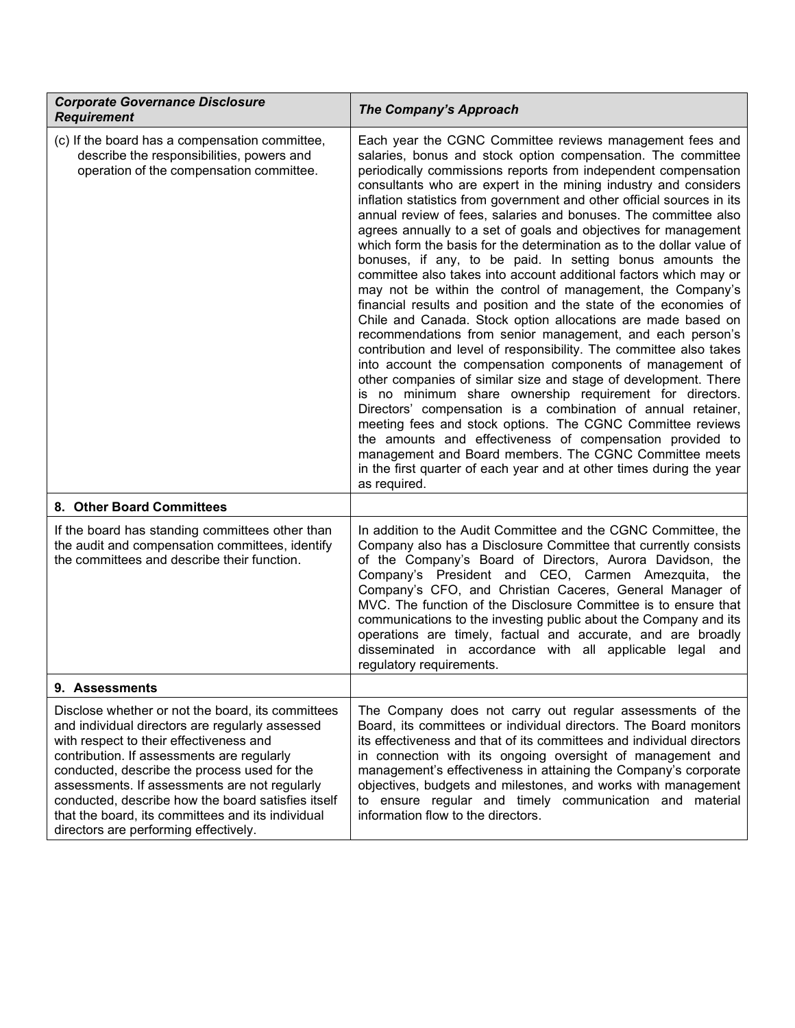| *Corporate Governance Disclosure Requirement* | *The Company's Approach* |
|---|---|
| (c) If the board has a compensation committee, describe the responsibilities, powers and operation of the compensation committee. | Each year the CGNC Committee reviews management fees and salaries, bonus and stock option compensation. The committee periodically commissions reports from independent compensation consultants who are expert in the mining industry and considers inflation statistics from government and other official sources in its annual review of fees, salaries and bonuses. The committee also agrees annually to a set of goals and objectives for management which form the basis for the determination as to the dollar value of bonuses, if any, to be paid. In setting bonus amounts the committee also takes into account additional factors which may or may not be within the control of management, the Company's financial results and position and the state of the economies of Chile and Canada. Stock option allocations are made based on recommendations from senior management, and each person's contribution and level of responsibility. The committee also takes into account the compensation components of management of other companies of similar size and stage of development. There is no minimum share ownership requirement for directors. Directors' compensation is a combination of annual retainer, meeting fees and stock options. The CGNC Committee reviews the amounts and effectiveness of compensation provided to management and Board members. The CGNC Committee meets in the first quarter of each year and at other times during the year as required. |
| **8. Other Board Committees** | |
| If the board has standing committees other than the audit and compensation committees, identify the committees and describe their function. | In addition to the Audit Committee and the CGNC Committee, the Company also has a Disclosure Committee that currently consists of the Company's Board of Directors, Aurora Davidson, the Company's President and CEO, Carmen Amezquita, the Company's CFO, and Christian Caceres, General Manager of MVC. The function of the Disclosure Committee is to ensure that communications to the investing public about the Company and its operations are timely, factual and accurate, and are broadly disseminated in accordance with all applicable legal and regulatory requirements. |
| **9. Assessments** | |
| Disclose whether or not the board, its committees and individual directors are regularly assessed with respect to their effectiveness and contribution. If assessments are regularly conducted, describe the process used for the assessments. If assessments are not regularly conducted, describe how the board satisfies itself that the board, its committees and its individual directors are performing effectively. | The Company does not carry out regular assessments of the Board, its committees or individual directors. The Board monitors its effectiveness and that of its committees and individual directors in connection with its ongoing oversight of management and management's effectiveness in attaining the Company's corporate objectives, budgets and milestones, and works with management to ensure regular and timely communication and material information flow to the directors. |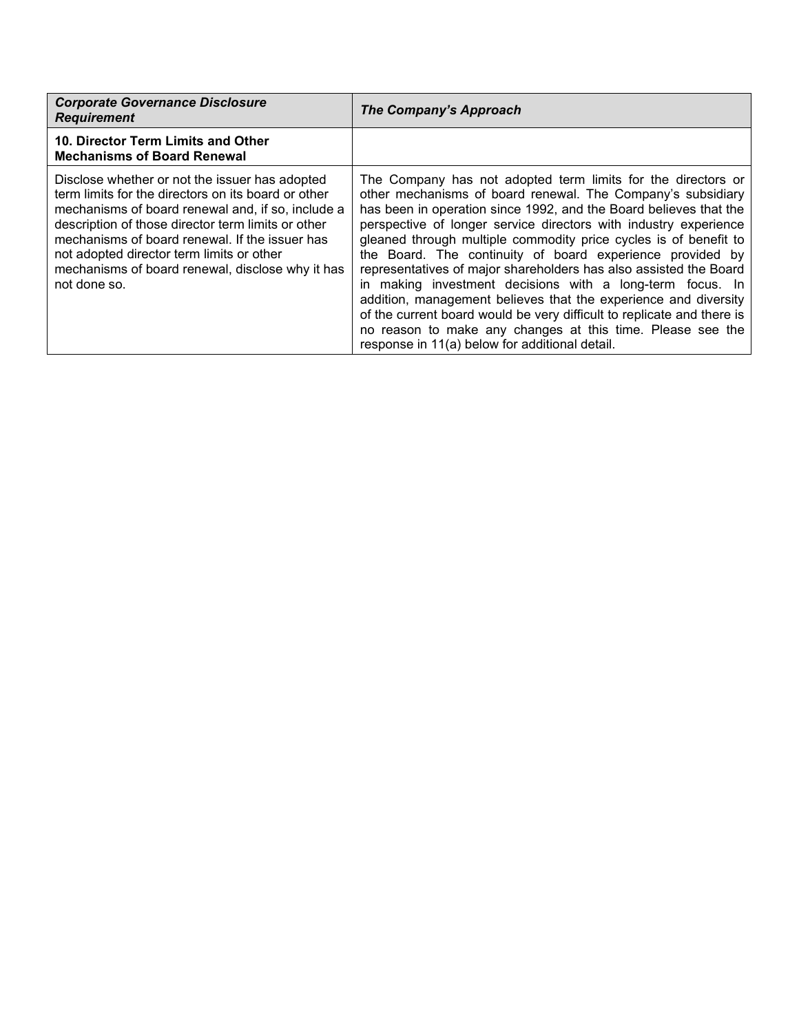| ***Corporate Governance Disclosure Requirement*** | ***The Company's Approach*** |
|---|---|
| **10. Director Term Limits and Other Mechanisms of Board Renewal** | |
| Disclose whether or not the issuer has adopted term limits for the directors on its board or other mechanisms of board renewal and, if so, include a description of those director term limits or other mechanisms of board renewal. If the issuer has not adopted director term limits or other mechanisms of board renewal, disclose why it has not done so. | The Company has not adopted term limits for the directors or other mechanisms of board renewal. The Company's subsidiary has been in operation since 1992, and the Board believes that the perspective of longer service directors with industry experience gleaned through multiple commodity price cycles is of benefit to the Board. The continuity of board experience provided by representatives of major shareholders has also assisted the Board in making investment decisions with a long-term focus. In addition, management believes that the experience and diversity of the current board would be very difficult to replicate and there is no reason to make any changes at this time. Please see the response in 11(a) below for additional detail. |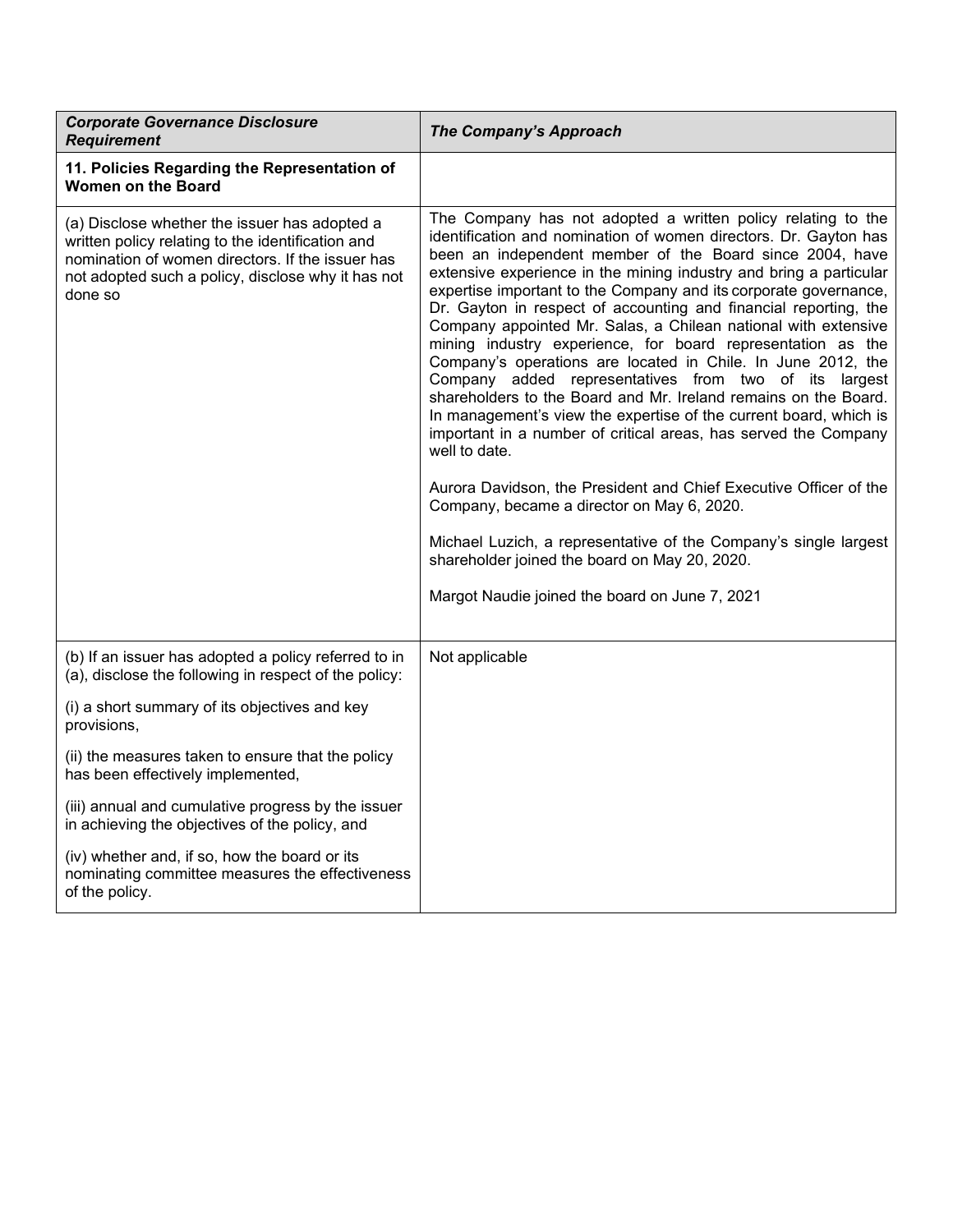| *Corporate Governance Disclosure Requirement* | *The Company's Approach* |
|---|---|
| **11. Policies Regarding the Representation of Women on the Board** | |
| (a) Disclose whether the issuer has adopted a written policy relating to the identification and nomination of women directors. If the issuer has not adopted such a policy, disclose why it has not done so | The Company has not adopted a written policy relating to the identification and nomination of women directors. Dr. Gayton has been an independent member of the Board since 2004, have extensive experience in the mining industry and bring a particular expertise important to the Company and its corporate governance, Dr. Gayton in respect of accounting and financial reporting, the Company appointed Mr. Salas, a Chilean national with extensive mining industry experience, for board representation as the Company's operations are located in Chile. In June 2012, the Company added representatives from two of its largest shareholders to the Board and Mr. Ireland remains on the Board. In management's view the expertise of the current board, which is important in a number of critical areas, has served the Company well to date.<br><br>Aurora Davidson, the President and Chief Executive Officer of the Company, became a director on May 6, 2020.<br><br>Michael Luzich, a representative of the Company's single largest shareholder joined the board on May 20, 2020.<br><br>Margot Naudie joined the board on June 7, 2021 |
| (b) If an issuer has adopted a policy referred to in (a), disclose the following in respect of the policy:<br><br>(i) a short summary of its objectives and key provisions,<br><br>(ii) the measures taken to ensure that the policy has been effectively implemented,<br><br>(iii) annual and cumulative progress by the issuer in achieving the objectives of the policy, and<br><br>(iv) whether and, if so, how the board or its nominating committee measures the effectiveness of the policy. | Not applicable |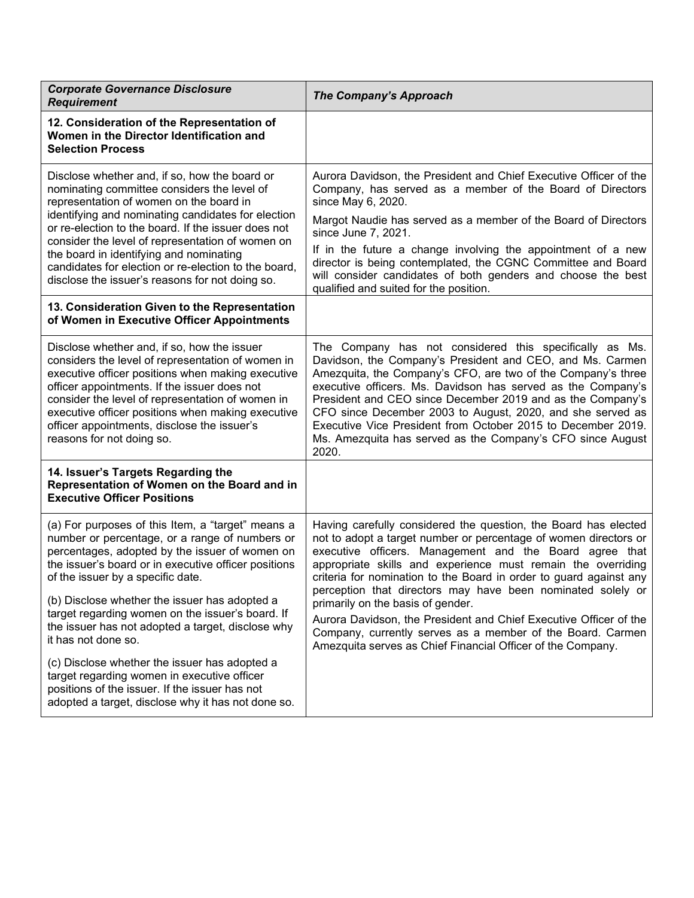| *Corporate Governance Disclosure Requirement* | *The Company's Approach* |
|---|---|
| **12. Consideration of the Representation of Women in the Director Identification and Selection Process** | |
| Disclose whether and, if so, how the board or nominating committee considers the level of representation of women on the board in identifying and nominating candidates for election or re-election to the board. If the issuer does not consider the level of representation of women on the board in identifying and nominating candidates for election or re-election to the board, disclose the issuer's reasons for not doing so. | Aurora Davidson, the President and Chief Executive Officer of the Company, has served as a member of the Board of Directors since May 6, 2020.<br><br>Margot Naudie has served as a member of the Board of Directors since June 7, 2021.<br><br>If in the future a change involving the appointment of a new director is being contemplated, the CGNC Committee and Board will consider candidates of both genders and choose the best qualified and suited for the position. |
| **13. Consideration Given to the Representation of Women in Executive Officer Appointments** | |
| Disclose whether and, if so, how the issuer considers the level of representation of women in executive officer positions when making executive officer appointments. If the issuer does not consider the level of representation of women in executive officer positions when making executive officer appointments, disclose the issuer's reasons for not doing so. | The Company has not considered this specifically as Ms. Davidson, the Company's President and CEO, and Ms. Carmen Amezquita, the Company's CFO, are two of the Company's three executive officers. Ms. Davidson has served as the Company's President and CEO since December 2019 and as the Company's CFO since December 2003 to August, 2020, and she served as Executive Vice President from October 2015 to December 2019. Ms. Amezquita has served as the Company's CFO since August 2020. |
| **14. Issuer's Targets Regarding the Representation of Women on the Board and in Executive Officer Positions** | |
| (a) For purposes of this Item, a "target" means a number or percentage, or a range of numbers or percentages, adopted by the issuer of women on the issuer's board or in executive officer positions of the issuer by a specific date.<br><br>(b) Disclose whether the issuer has adopted a target regarding women on the issuer's board. If the issuer has not adopted a target, disclose why it has not done so.<br><br>(c) Disclose whether the issuer has adopted a target regarding women in executive officer positions of the issuer. If the issuer has not adopted a target, disclose why it has not done so. | Having carefully considered the question, the Board has elected not to adopt a target number or percentage of women directors or executive officers. Management and the Board agree that appropriate skills and experience must remain the overriding criteria for nomination to the Board in order to guard against any perception that directors may have been nominated solely or primarily on the basis of gender.<br><br>Aurora Davidson, the President and Chief Executive Officer of the Company, currently serves as a member of the Board. Carmen Amezquita serves as Chief Financial Officer of the Company. |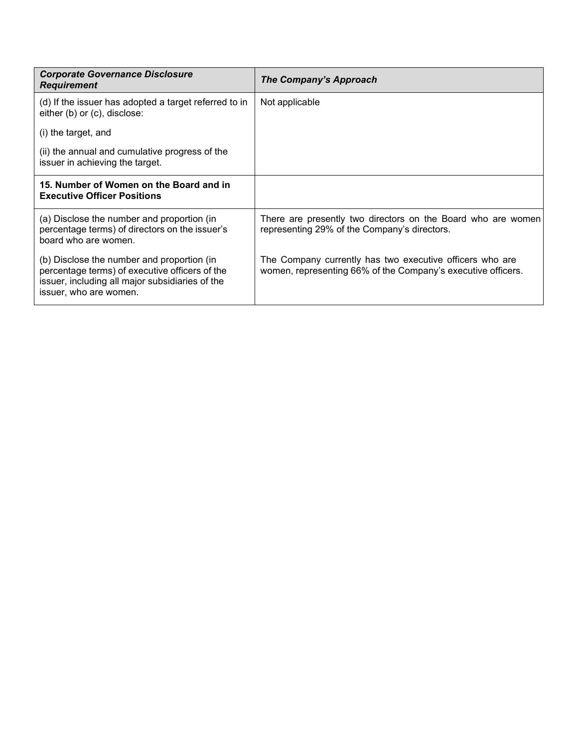| ***Corporate Governance Disclosure Requirement*** | ***The Company's Approach*** |
|---|---|
| (d) If the issuer has adopted a target referred to in either (b) or (c), disclose:<br><br>(i) the target, and<br><br>(ii) the annual and cumulative progress of the issuer in achieving the target. | Not applicable |
| **15. Number of Women on the Board and in Executive Officer Positions** | |
| (a) Disclose the number and proportion (in percentage terms) of directors on the issuer's board who are women.<br><br>(b) Disclose the number and proportion (in percentage terms) of executive officers of the issuer, including all major subsidiaries of the issuer, who are women. | There are presently two directors on the Board who are women representing 29% of the Company's directors.<br><br>The Company currently has two executive officers who are women, representing 66% of the Company's executive officers. |